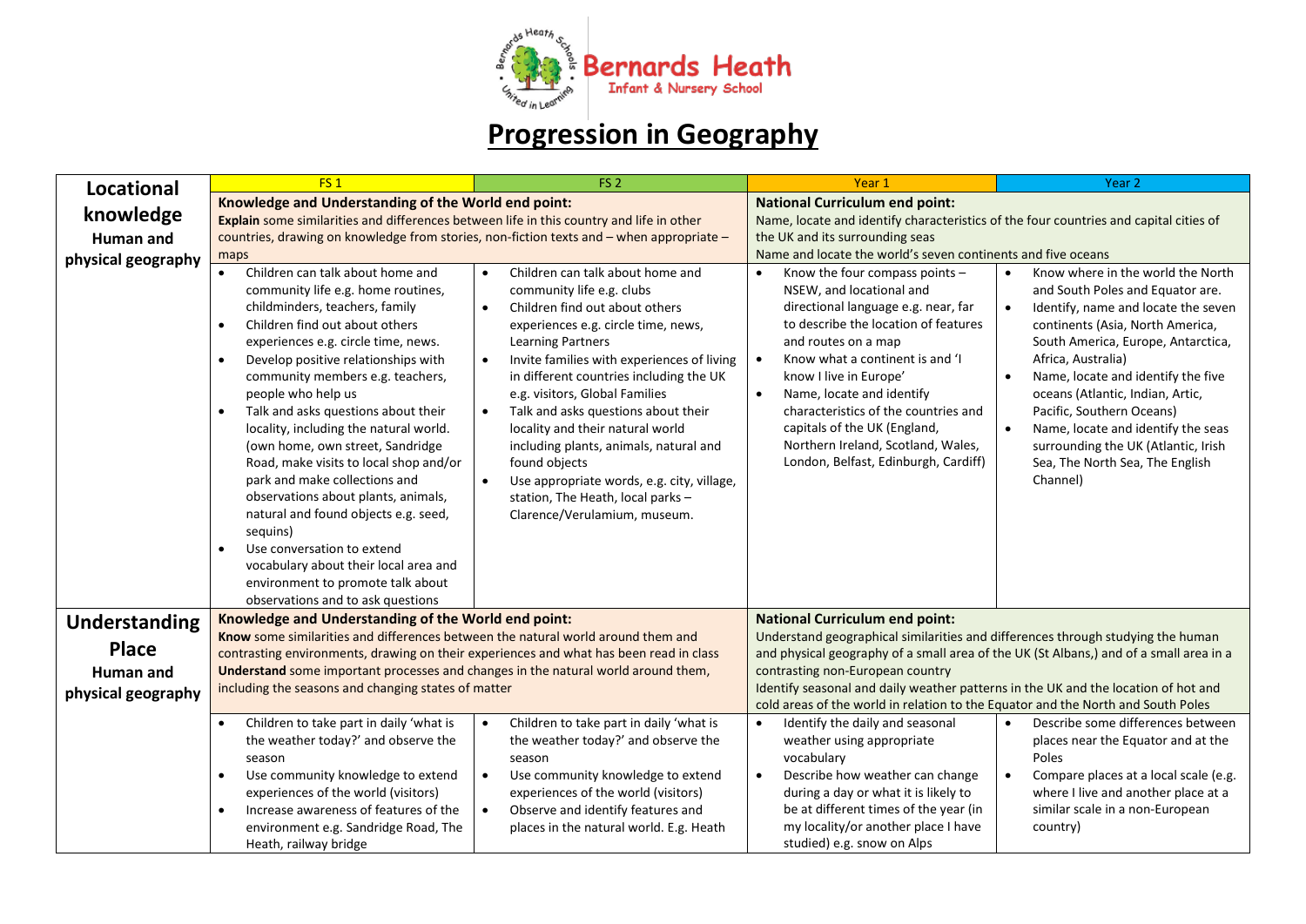Bernards Heath Infant & Nursery School

# Progression in Geography

| | FS 1 | FS 2 | Year 1 | Year 2 |
|---|---|---|---|---|
| **Locational knowledge Human and physical geography** | **Knowledge and Understanding of the World end point:** **Explain** some similarities and differences between life in this country and life in other countries, drawing on knowledge from stories, non-fiction texts and – when appropriate – maps | | **National Curriculum end point:** Name, locate and identify characteristics of the four countries and capital cities of the UK and its surrounding seas. Name and locate the world's seven continents and five oceans | |
| | • Children can talk about home and community life e.g. home routines, childminders, teachers, family<br>• Children find out about others experiences e.g. circle time, news.<br>• Develop positive relationships with community members e.g. teachers, people who help us<br>• Talk and asks questions about their locality, including the natural world. (own home, own street, Sandridge Road, make visits to local shop and/or park and make collections and observations about plants, animals, natural and found objects e.g. seed, sequins)<br>• Use conversation to extend vocabulary about their local area and environment to promote talk about observations and to ask questions | • Children can talk about home and community life e.g. clubs<br>• Children find out about others experiences e.g. circle time, news, Learning Partners<br>• Invite families with experiences of living in different countries including the UK e.g. visitors, Global Families<br>• Talk and asks questions about their locality and their natural world including plants, animals, natural and found objects<br>• Use appropriate words, e.g. city, village, station, The Heath, local parks – Clarence/Verulamium, museum. | • Know the four compass points – NSEW, and locational and directional language e.g. near, far to describe the location of features and routes on a map<br>• Know what a continent is and 'I know I live in Europe'<br>• Name, locate and identify characteristics of the countries and capitals of the UK (England, Northern Ireland, Scotland, Wales, London, Belfast, Edinburgh, Cardiff) | • Know where in the world the North and South Poles and Equator are.<br>• Identify, name and locate the seven continents (Asia, North America, South America, Europe, Antarctica, Africa, Australia)<br>• Name, locate and identify the five oceans (Atlantic, Indian, Artic, Pacific, Southern Oceans)<br>• Name, locate and identify the seas surrounding the UK (Atlantic, Irish Sea, The North Sea, The English Channel) |
| **Understanding Place Human and physical geography** | **Knowledge and Understanding of the World end point:** **Know** some similarities and differences between the natural world around them and contrasting environments, drawing on their experiences and what has been read in class. **Understand** some important processes and changes in the natural world around them, including the seasons and changing states of matter | | **National Curriculum end point:** Understand geographical similarities and differences through studying the human and physical geography of a small area of the UK (St Albans,) and of a small area in a contrasting non-European country. Identify seasonal and daily weather patterns in the UK and the location of hot and cold areas of the world in relation to the Equator and the North and South Poles | |
| | • Children to take part in daily 'what is the weather today?' and observe the season<br>• Use community knowledge to extend experiences of the world (visitors)<br>• Increase awareness of features of the environment e.g. Sandridge Road, The Heath, railway bridge | • Children to take part in daily 'what is the weather today?' and observe the season<br>• Use community knowledge to extend experiences of the world (visitors)<br>• Observe and identify features and places in the natural world. E.g. Heath | • Identify the daily and seasonal weather using appropriate vocabulary<br>• Describe how weather can change during a day or what it is likely to be at different times of the year (in my locality/or another place I have studied) e.g. snow on Alps | • Describe some differences between places near the Equator and at the Poles<br>• Compare places at a local scale (e.g. where I live and another place at a similar scale in a non-European country) |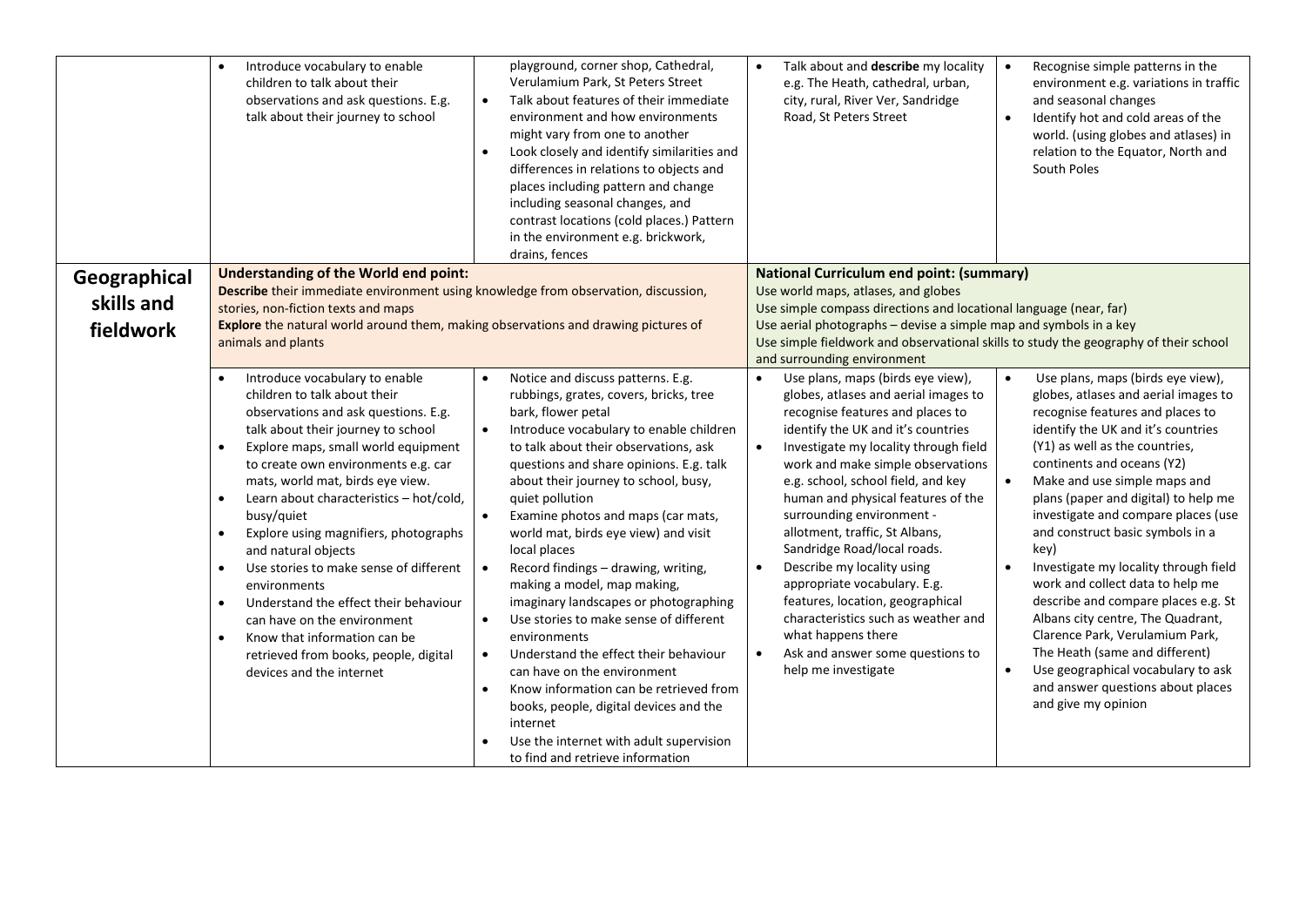| | | | | |
|---|---|---|---|---|
| | • Introduce vocabulary to enable children to talk about their observations and ask questions. E.g. talk about their journey to school | playground, corner shop, Cathedral, Verulamium Park, St Peters Street<br>• Talk about features of their immediate environment and how environments might vary from one to another<br>• Look closely and identify similarities and differences in relations to objects and places including pattern and change including seasonal changes, and contrast locations (cold places.) Pattern in the environment e.g. brickwork, drains, fences | • Talk about and **describe** my locality e.g. The Heath, cathedral, urban, city, rural, River Ver, Sandridge Road, St Peters Street | • Recognise simple patterns in the environment e.g. variations in traffic and seasonal changes<br>• Identify hot and cold areas of the world. (using globes and atlases) in relation to the Equator, North and South Poles |
| **Geographical skills and fieldwork** | **Understanding of the World end point:**<br>**Describe** their immediate environment using knowledge from observation, discussion, stories, non-fiction texts and maps<br>**Explore** the natural world around them, making observations and drawing pictures of animals and plants | | **National Curriculum end point: (summary)**<br>Use world maps, atlases, and globes<br>Use simple compass directions and locational language (near, far)<br>Use aerial photographs – devise a simple map and symbols in a key<br>Use simple fieldwork and observational skills to study the geography of their school and surrounding environment | |
| | • Introduce vocabulary to enable children to talk about their observations and ask questions. E.g. talk about their journey to school<br>• Explore maps, small world equipment to create own environments e.g. car mats, world mat, birds eye view.<br>• Learn about characteristics – hot/cold, busy/quiet<br>• Explore using magnifiers, photographs and natural objects<br>• Use stories to make sense of different environments<br>• Understand the effect their behaviour can have on the environment<br>• Know that information can be retrieved from books, people, digital devices and the internet | • Notice and discuss patterns. E.g. rubbings, grates, covers, bricks, tree bark, flower petal<br>• Introduce vocabulary to enable children to talk about their observations, ask questions and share opinions. E.g. talk about their journey to school, busy, quiet pollution<br>• Examine photos and maps (car mats, world mat, birds eye view) and visit local places<br>• Record findings – drawing, writing, making a model, map making, imaginary landscapes or photographing<br>• Use stories to make sense of different environments<br>• Understand the effect their behaviour can have on the environment<br>• Know information can be retrieved from books, people, digital devices and the internet<br>• Use the internet with adult supervision to find and retrieve information | • Use plans, maps (birds eye view), globes, atlases and aerial images to recognise features and places to identify the UK and it's countries<br>• Investigate my locality through field work and make simple observations e.g. school, school field, and key human and physical features of the surrounding environment - allotment, traffic, St Albans, Sandridge Road/local roads.<br>• Describe my locality using appropriate vocabulary. E.g. features, location, geographical characteristics such as weather and what happens there<br>• Ask and answer some questions to help me investigate | • Use plans, maps (birds eye view), globes, atlases and aerial images to recognise features and places to identify the UK and it's countries (Y1) as well as the countries, continents and oceans (Y2)<br>• Make and use simple maps and plans (paper and digital) to help me investigate and compare places (use and construct basic symbols in a key)<br>• Investigate my locality through field work and collect data to help me describe and compare places e.g. St Albans city centre, The Quadrant, Clarence Park, Verulamium Park, The Heath (same and different)<br>• Use geographical vocabulary to ask and answer questions about places and give my opinion |